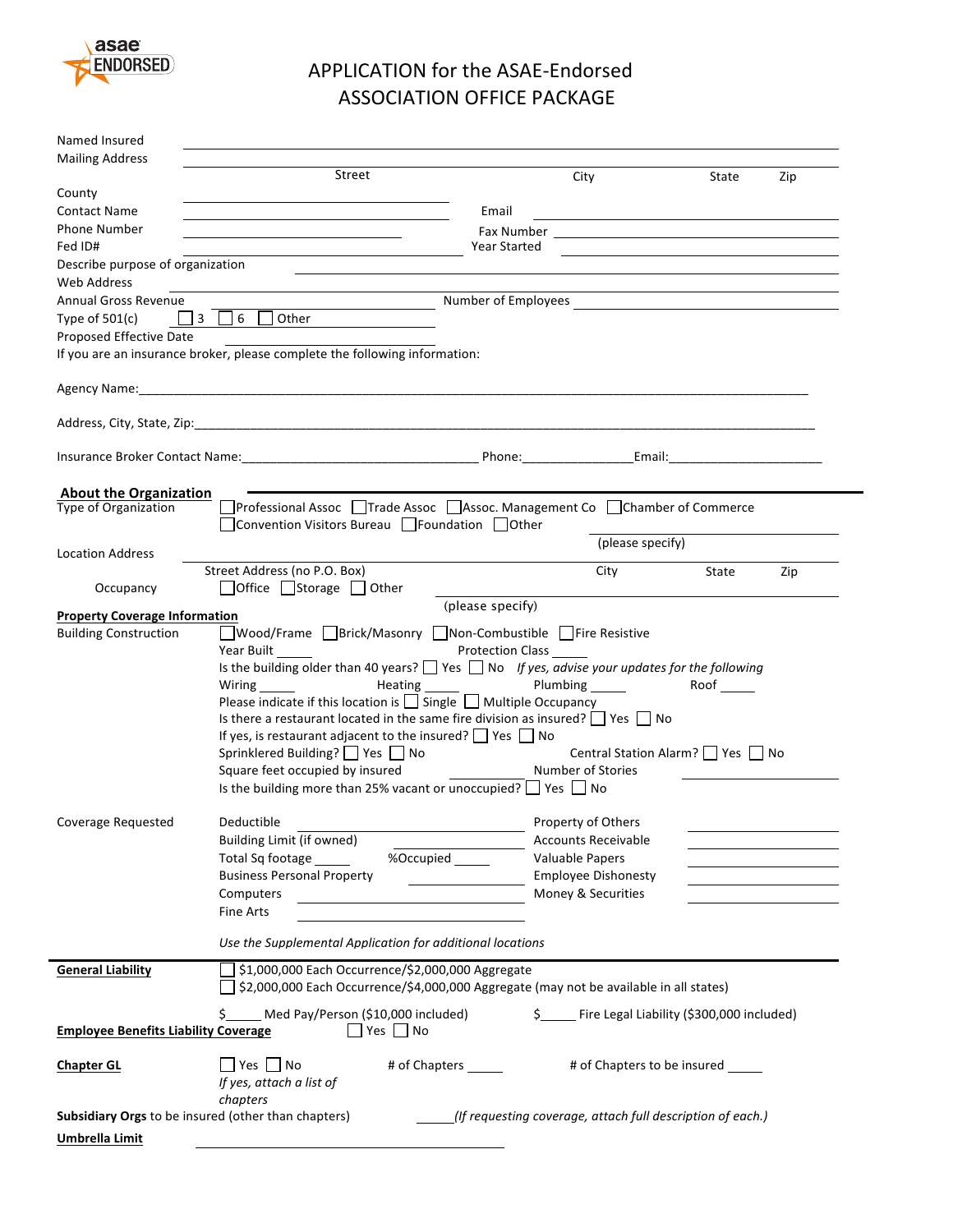# APPLICATION for the ASAE-Endorsed ASSOCIATION OFFICE PACKAGE

Named Insured ______________________________

Mailing Address ______________________________
Street City State Zip

County ______________________________

Contact Name ______________________________ Email ______________________________

Phone Number ______________________________ Fax Number ______________________________

Fed ID# ______________________________ Year Started ______________________________

Describe purpose of organization ______________________________

Web Address ______________________________

Annual Gross Revenue ______________________________ Number of Employees ______________________________

Type of 501(c) ☐ 3 ☐ 6 ☐ Other ______________________________

Proposed Effective Date ______________________________

If you are an insurance broker, please complete the following information:

Agency Name:______________________________

Address, City, State, Zip:______________________________

Insurance Broker Contact Name:______________________________ Phone:________________Email:______________________

## About the Organization

Type of Organization ☐ Professional Assoc ☐ Trade Assoc ☐ Assoc. Management Co ☐ Chamber of Commerce ☐ Convention Visitors Bureau ☐ Foundation ☐ Other ______________________________ (please specify)

Location Address ______________________________
Street Address (no P.O. Box) City State Zip

Occupancy ☐ Office ☐ Storage ☐ Other ______________________________ (please specify)

## Property Coverage Information

Building Construction ☐ Wood/Frame ☐ Brick/Masonry ☐ Non-Combustible ☐ Fire Resistive

Year Built _____ Protection Class _____

Is the building older than 40 years? ☐ Yes ☐ No *If yes, advise your updates for the following*

Wiring _____ Heating _____ Plumbing _____ Roof _____

Please indicate if this location is ☐ Single ☐ Multiple Occupancy

Is there a restaurant located in the same fire division as insured? ☐ Yes ☐ No

If yes, is restaurant adjacent to the insured? ☐ Yes ☐ No

Sprinklered Building? ☐ Yes ☐ No Central Station Alarm? ☐ Yes ☐ No

Square feet occupied by insured __________ Number of Stories __________

Is the building more than 25% vacant or unoccupied? ☐ Yes ☐ No

Coverage Requested

| | | | |
|---|---|---|---|
| Deductible | ________ | Property of Others | ________ |
| Building Limit (if owned) | ________ | Accounts Receivable | ________ |
| Total Sq footage _____ | %Occupied _____ | Valuable Papers | ________ |
| Business Personal Property | ________ | Employee Dishonesty | ________ |
| Computers | ________ | Money & Securities | ________ |
| Fine Arts | ________ | | |

*Use the Supplemental Application for additional locations*

## General Liability

☐ $1,000,000 Each Occurrence/$2,000,000 Aggregate

☐ $2,000,000 Each Occurrence/$4,000,000 Aggregate (may not be available in all states)

$_____ Med Pay/Person ($10,000 included) $_____ Fire Legal Liability ($300,000 included)

**Employee Benefits Liability Coverage** ☐ Yes ☐ No

**Chapter GL** ☐ Yes ☐ No # of Chapters _____ # of Chapters to be insured _____

*If yes, attach a list of chapters*

**Subsidiary Orgs** to be insured (other than chapters) _____*(If requesting coverage, attach full description of each.)*

**Umbrella Limit** ______________________________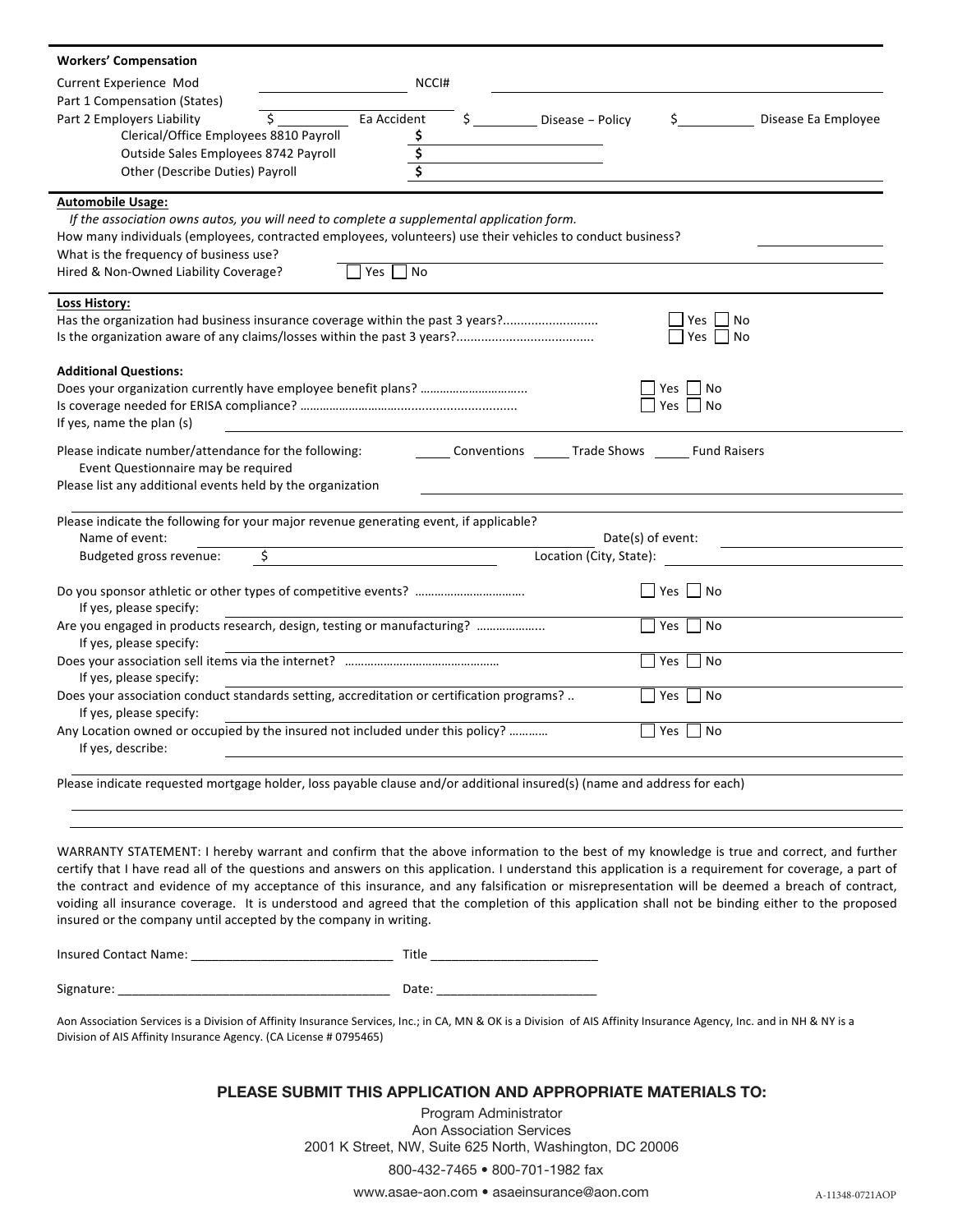**Workers' Compensation**

Current Experience Mod ____________________ NCCI# ____________________

Part 1 Compensation (States) ____________________

Part 2 Employers Liability $ __________ Ea Accident $ __________ Disease – Policy $ __________ Disease Ea Employee

Clerical/Office Employees 8810 Payroll $ ____________________

Outside Sales Employees 8742 Payroll $ ____________________

Other (Describe Duties) Payroll $ ____________________

**Automobile Usage:**

*If the association owns autos, you will need to complete a supplemental application form.*

How many individuals (employees, contracted employees, volunteers) use their vehicles to conduct business? ____________________

What is the frequency of business use? ____________________

Hired & Non-Owned Liability Coverage? ☐ Yes ☐ No

**Loss History:**

Has the organization had business insurance coverage within the past 3 years?.......................... ☐ Yes ☐ No

Is the organization aware of any claims/losses within the past 3 years?...................................... ☐ Yes ☐ No

**Additional Questions:**

Does your organization currently have employee benefit plans? .............................. ☐ Yes ☐ No

Is coverage needed for ERISA compliance? ............................................................ ☐ Yes ☐ No

If yes, name the plan (s) ____________________

Please indicate number/attendance for the following: _____ Conventions _____ Trade Shows _____ Fund Raisers

Event Questionnaire may be required

Please list any additional events held by the organization ____________________

Please indicate the following for your major revenue generating event, if applicable?

Name of event: ____________________ Date(s) of event: ____________________

Budgeted gross revenue: $ ____________________ Location (City, State): ____________________

Do you sponsor athletic or other types of competitive events? .............................. ☐ Yes ☐ No

If yes, please specify: ____________________

Are you engaged in products research, design, testing or manufacturing? .................... ☐ Yes ☐ No

If yes, please specify: ____________________

Does your association sell items via the internet? ............................................ ☐ Yes ☐ No

If yes, please specify: ____________________

Does your association conduct standards setting, accreditation or certification programs? .. ☐ Yes ☐ No

If yes, please specify: ____________________

Any Location owned or occupied by the insured not included under this policy? ............ ☐ Yes ☐ No

If yes, describe: ____________________

Please indicate requested mortgage holder, loss payable clause and/or additional insured(s) (name and address for each)

____________________

____________________

WARRANTY STATEMENT: I hereby warrant and confirm that the above information to the best of my knowledge is true and correct, and further certify that I have read all of the questions and answers on this application. I understand this application is a requirement for coverage, a part of the contract and evidence of my acceptance of this insurance, and any falsification or misrepresentation will be deemed a breach of contract, voiding all insurance coverage. It is understood and agreed that the completion of this application shall not be binding either to the proposed insured or the company until accepted by the company in writing.

Insured Contact Name: ____________________________ Title ________________________

Signature: ________________________________________ Date: ________________________

Aon Association Services is a Division of Affinity Insurance Services, Inc.; in CA, MN & OK is a Division of AIS Affinity Insurance Agency, Inc. and in NH & NY is a Division of AIS Affinity Insurance Agency. (CA License # 0795465)

## PLEASE SUBMIT THIS APPLICATION AND APPROPRIATE MATERIALS TO:

Program Administrator
Aon Association Services
2001 K Street, NW, Suite 625 North, Washington, DC 20006

800-432-7465 • 800-701-1982 fax

www.asae-aon.com • asaeinsurance@aon.com

A-11348-0721AOP